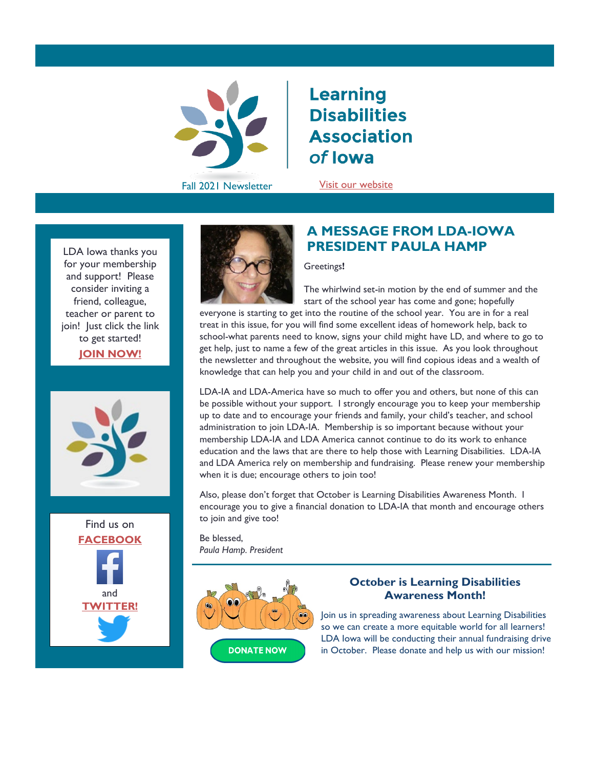# Learning Disabilities Association *of* Iowa

Fall 2021 Newsletter

Visit our website

LDA Iowa thanks you for your membership and support! Please consider inviting a friend, colleague, teacher or parent to join! Just click the link to get started!

**JOIN NOW!**

Find us on **FACEBOOK** and **TWITTER!**

## A MESSAGE FROM LDA-IOWA PRESIDENT PAULA HAMP

Greetings**!**

The whirlwind set-in motion by the end of summer and the start of the school year has come and gone; hopefully everyone is starting to get into the routine of the school year. You are in for a real treat in this issue, for you will find some excellent ideas of homework help, back to school-what parents need to know, signs your child might have LD, and where to go to get help, just to name a few of the great articles in this issue. As you look throughout the newsletter and throughout the website, you will find copious ideas and a wealth of knowledge that can help you and your child in and out of the classroom.

LDA-IA and LDA-America have so much to offer you and others, but none of this can be possible without your support. I strongly encourage you to keep your membership up to date and to encourage your friends and family, your child's teacher, and school administration to join LDA-IA. Membership is so important because without your membership LDA-IA and LDA America cannot continue to do its work to enhance education and the laws that are there to help those with Learning Disabilities. LDA-IA and LDA America rely on membership and fundraising. Please renew your membership when it is due; encourage others to join too!

Also, please don't forget that October is Learning Disabilities Awareness Month. I encourage you to give a financial donation to LDA-IA that month and encourage others to join and give too!

Be blessed,
*Paula Hamp. President*

### October is Learning Disabilities Awareness Month!

Join us in spreading awareness about Learning Disabilities so we can create a more equitable world for all learners! LDA Iowa will be conducting their annual fundraising drive in October. Please donate and help us with our mission!

**DONATE NOW**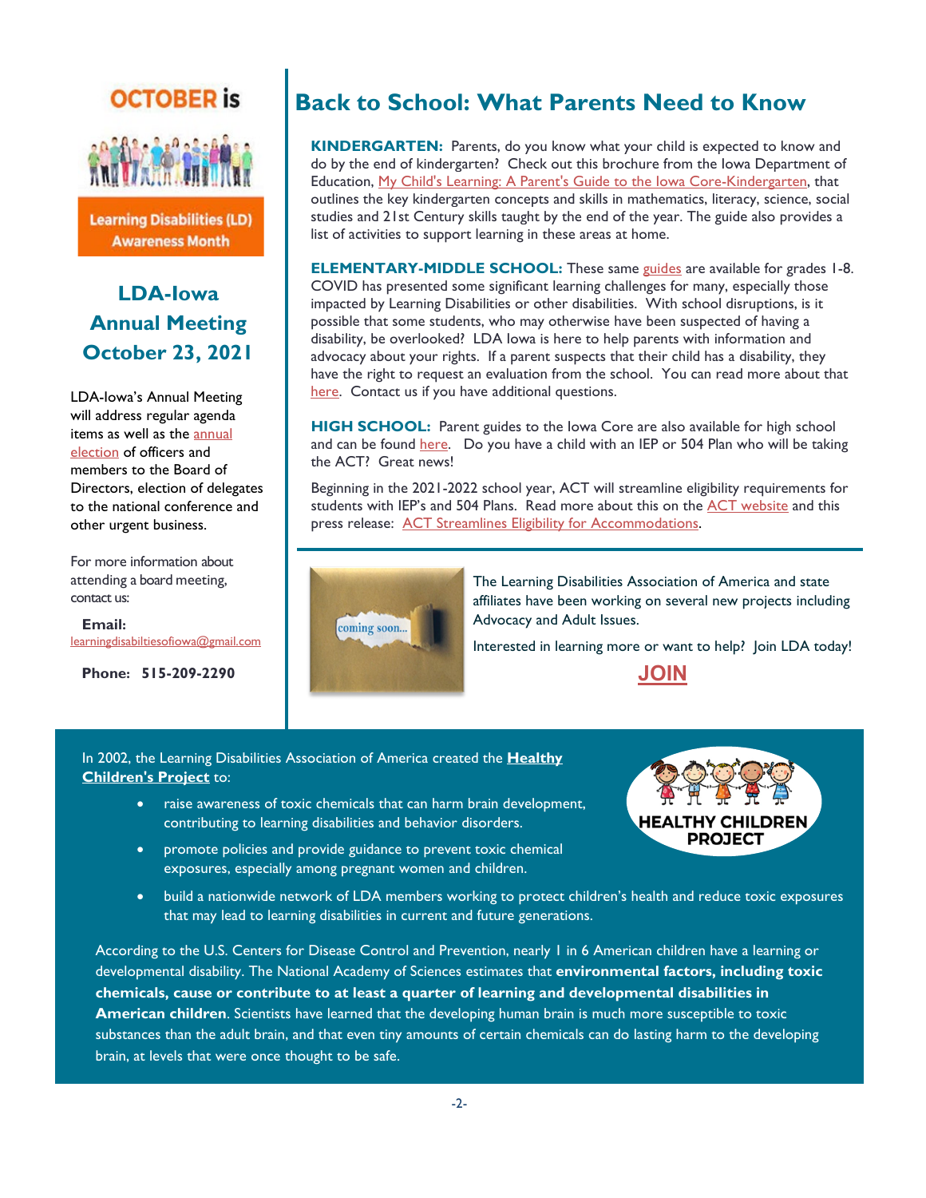**OCTOBER is**

**Learning Disabilities (LD) Awareness Month**

## LDA-Iowa Annual Meeting October 23, 2021

LDA-Iowa's Annual Meeting will address regular agenda items as well as the annual election of officers and members to the Board of Directors, election of delegates to the national conference and other urgent business.

For more information about attending a board meeting, contact us:

**Email:** learningdisabiltiesofiowa@gmail.com

**Phone: 515-209-2290**

# Back to School: What Parents Need to Know

**KINDERGARTEN:** Parents, do you know what your child is expected to know and do by the end of kindergarten? Check out this brochure from the Iowa Department of Education, My Child's Learning: A Parent's Guide to the Iowa Core-Kindergarten, that outlines the key kindergarten concepts and skills in mathematics, literacy, science, social studies and 21st Century skills taught by the end of the year. The guide also provides a list of activities to support learning in these areas at home.

**ELEMENTARY-MIDDLE SCHOOL:** These same guides are available for grades 1-8. COVID has presented some significant learning challenges for many, especially those impacted by Learning Disabilities or other disabilities. With school disruptions, is it possible that some students, who may otherwise have been suspected of having a disability, be overlooked? LDA Iowa is here to help parents with information and advocacy about your rights. If a parent suspects that their child has a disability, they have the right to request an evaluation from the school. You can read more about that here. Contact us if you have additional questions.

**HIGH SCHOOL:** Parent guides to the Iowa Core are also available for high school and can be found here. Do you have a child with an IEP or 504 Plan who will be taking the ACT? Great news!

Beginning in the 2021-2022 school year, ACT will streamline eligibility requirements for students with IEP's and 504 Plans. Read more about this on the ACT website and this press release: ACT Streamlines Eligibility for Accommodations.

coming soon...

The Learning Disabilities Association of America and state affiliates have been working on several new projects including Advocacy and Adult Issues.

Interested in learning more or want to help? Join LDA today!

**JOIN**

In 2002, the Learning Disabilities Association of America created the **Healthy Children's Project** to:

- raise awareness of toxic chemicals that can harm brain development, contributing to learning disabilities and behavior disorders.
- promote policies and provide guidance to prevent toxic chemical exposures, especially among pregnant women and children.
- build a nationwide network of LDA members working to protect children's health and reduce toxic exposures that may lead to learning disabilities in current and future generations.

**HEALTHY CHILDREN PROJECT**

According to the U.S. Centers for Disease Control and Prevention, nearly 1 in 6 American children have a learning or developmental disability. The National Academy of Sciences estimates that **environmental factors, including toxic chemicals, cause or contribute to at least a quarter of learning and developmental disabilities in American children**. Scientists have learned that the developing human brain is much more susceptible to toxic substances than the adult brain, and that even tiny amounts of certain chemicals can do lasting harm to the developing brain, at levels that were once thought to be safe.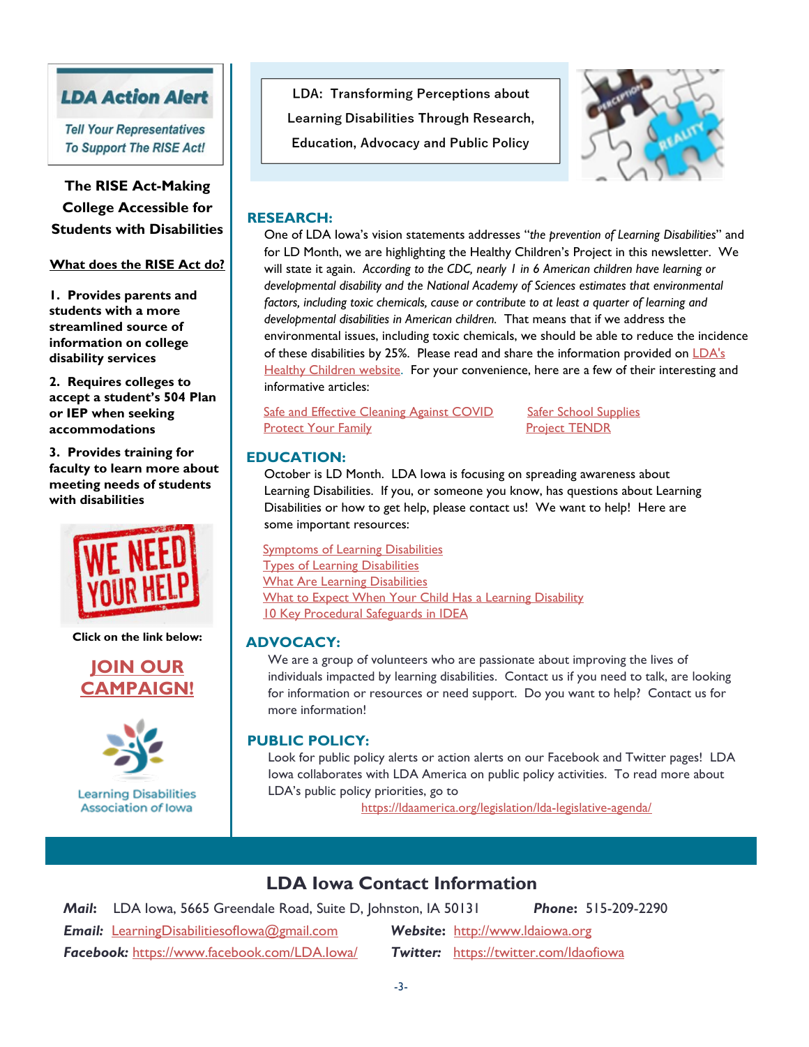**LDA Action Alert**

*Tell Your Representatives To Support The RISE Act!*

**The RISE Act-Making College Accessible for Students with Disabilities**

**What does the RISE Act do?**

**1. Provides parents and students with a more streamlined source of information on college disability services**

**2. Requires colleges to accept a student's 504 Plan or IEP when seeking accommodations**

**3. Provides training for faculty to learn more about meeting needs of students with disabilities**

WE NEED YOUR HELP

**Click on the link below:**

**JOIN OUR CAMPAIGN!**

Learning Disabilities Association of Iowa

LDA: Transforming Perceptions about Learning Disabilities Through Research, Education, Advocacy and Public Policy

## RESEARCH:

One of LDA Iowa's vision statements addresses "*the prevention of Learning Disabilities*" and for LD Month, we are highlighting the Healthy Children's Project in this newsletter. We will state it again. *According to the CDC, nearly 1 in 6 American children have learning or developmental disability and the National Academy of Sciences estimates that environmental factors, including toxic chemicals, cause or contribute to at least a quarter of learning and developmental disabilities in American children.* That means that if we address the environmental issues, including toxic chemicals, we should be able to reduce the incidence of these disabilities by 25%. Please read and share the information provided on LDA's Healthy Children website. For your convenience, here are a few of their interesting and informative articles:

Safe and Effective Cleaning Against COVID
Protect Your Family
Safer School Supplies
Project TENDR

## EDUCATION:

October is LD Month. LDA Iowa is focusing on spreading awareness about Learning Disabilities. If you, or someone you know, has questions about Learning Disabilities or how to get help, please contact us! We want to help! Here are some important resources:

Symptoms of Learning Disabilities
Types of Learning Disabilities
What Are Learning Disabilities
What to Expect When Your Child Has a Learning Disability
10 Key Procedural Safeguards in IDEA

## ADVOCACY:

We are a group of volunteers who are passionate about improving the lives of individuals impacted by learning disabilities. Contact us if you need to talk, are looking for information or resources or need support. Do you want to help? Contact us for more information!

## PUBLIC POLICY:

Look for public policy alerts or action alerts on our Facebook and Twitter pages! LDA Iowa collaborates with LDA America on public policy activities. To read more about LDA's public policy priorities, go to https://ldaamerica.org/legislation/lda-legislative-agenda/

## LDA Iowa Contact Information

***Mail:*** LDA Iowa, 5665 Greendale Road, Suite D, Johnston, IA 50131 ***Phone:*** 515-209-2290

***Email:*** LearningDisabilitiesofIowa@gmail.com ***Website:*** http://www.ldaiowa.org

***Facebook:*** https://www.facebook.com/LDA.Iowa/ ***Twitter:*** https://twitter.com/ldaofiowa